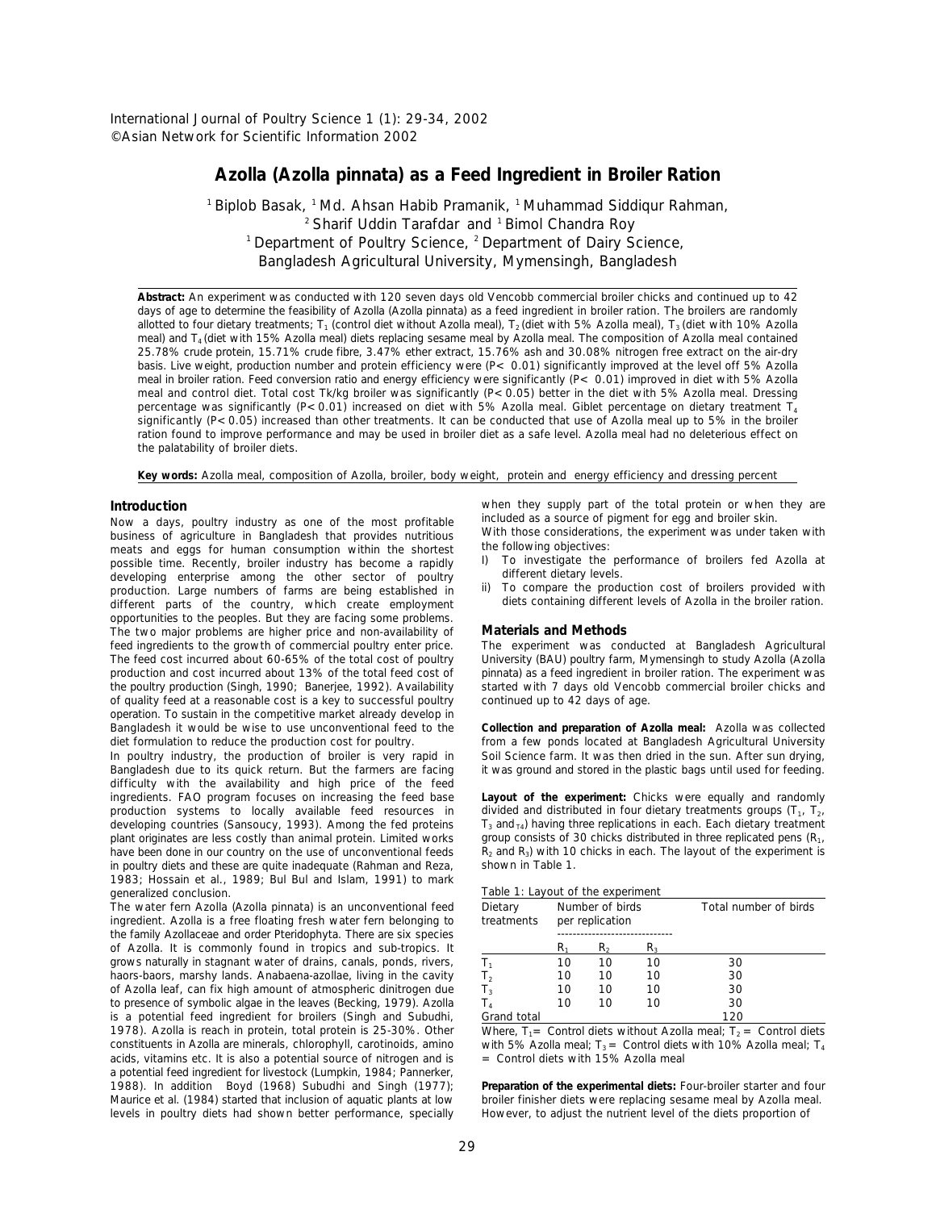# Azolla (*Azolla pinnata*) as a Feed Ingredient in Broiler Ration

[1] Biplob Basak, [1] Md. Ahsan Habib Pramanik, [1] Muhammad Siddiqur Rahman, [2] Sharif Uddin Tarafdar and [1] Bimol Chandra Roy

[1] Department of Poultry Science, [2] Department of Dairy Science, Bangladesh Agricultural University, Mymensingh, Bangladesh

**Abstract:** An experiment was conducted with 120 seven days old Vencobb commercial broiler chicks and continued up to 42 days of age to determine the feasibility of Azolla (*Azolla pinnata*) as a feed ingredient in broiler ration. The broilers are randomly allotted to four dietary treatments; $T_1$ (control diet without Azolla meal), $T_2$ (diet with 5% Azolla meal), $T_3$ (diet with 10% Azolla meal) and $T_4$ (diet with 15% Azolla meal) diets replacing sesame meal by Azolla meal. The composition of Azolla meal contained 25.78% crude protein, 15.71% crude fibre, 3.47% ether extract, 15.76% ash and 30.08% nitrogen free extract on the air-dry basis. Live weight, production number and protein efficiency were (P< 0.01) significantly improved at the level off 5% Azolla meal in broiler ration. Feed conversion ratio and energy efficiency were significantly (P< 0.01) improved in diet with 5% Azolla meal and control diet. Total cost Tk/kg broiler was significantly (P< 0.05) better in the diet with 5% Azolla meal. Dressing percentage was significantly (P< 0.01) increased on diet with 5% Azolla meal. Giblet percentage on dietary treatment $T_4$ significantly (P< 0.05) increased than other treatments. It can be conducted that use of Azolla meal up to 5% in the broiler ration found to improve performance and may be used in broiler diet as a safe level. Azolla meal had no deleterious effect on the palatability of broiler diets.

**Key words:** Azolla meal, composition of Azolla, broiler, body weight, protein and energy efficiency and dressing percent

## Introduction

Now a days, poultry industry as one of the most profitable business of agriculture in Bangladesh that provides nutritious meats and eggs for human consumption within the shortest possible time. Recently, broiler industry has become a rapidly developing enterprise among the other sector of poultry production. Large numbers of farms are being established in different parts of the country, which create employment opportunities to the peoples. But they are facing some problems. The two major problems are higher price and non-availability of feed ingredients to the growth of commercial poultry enter price. The feed cost incurred about 60-65% of the total cost of poultry production and cost incurred about 13% of the total feed cost of the poultry production (Singh, 1990; Banerjee, 1992). Availability of quality feed at a reasonable cost is a key to successful poultry operation. To sustain in the competitive market already develop in Bangladesh it would be wise to use unconventional feed to the diet formulation to reduce the production cost for poultry.

In poultry industry, the production of broiler is very rapid in Bangladesh due to its quick return. But the farmers are facing difficulty with the availability and high price of the feed ingredients. FAO program focuses on increasing the feed base production systems to locally available feed resources in developing countries (Sansoucy, 1993). Among the fed proteins plant originates are less costly than animal protein. Limited works have been done in our country on the use of unconventional feeds in poultry diets and these are quite inadequate (Rahman and Reza, 1983; Hossain et al., 1989; Bul Bul and Islam, 1991) to mark generalized conclusion.

The water fern Azolla (*Azolla pinnata*) is an unconventional feed ingredient. Azolla is a free floating fresh water fern belonging to the family Azollaceae and order Pteridophyta. There are six species of Azolla. It is commonly found in tropics and sub-tropics. It grows naturally in stagnant water of drains, canals, ponds, rivers, haors-baors, marshy lands. Anabaena-azollae, living in the cavity of Azolla leaf, can fix high amount of atmospheric dinitrogen due to presence of symbolic algae in the leaves (Becking, 1979). Azolla is a potential feed ingredient for broilers (Singh and Subudhi, 1978). Azolla is reach in protein, total protein is 25-30%. Other constituents in Azolla are minerals, chlorophyll, carotinoids, amino acids, vitamins etc. It is also a potential source of nitrogen and is a potential feed ingredient for livestock (Lumpkin, 1984; Pannerker, 1988). In addition Boyd (1968) Subudhi and Singh (1977); Maurice et al. (1984) started that inclusion of aquatic plants at low levels in poultry diets had shown better performance, specially when they supply part of the total protein or when they are included as a source of pigment for egg and broiler skin.

With those considerations, the experiment was under taken with the following objectives:

- I) To investigate the performance of broilers fed Azolla at different dietary levels.
- ii) To compare the production cost of broilers provided with diets containing different levels of Azolla in the broiler ration.

## Materials and Methods

The experiment was conducted at Bangladesh Agricultural University (BAU) poultry farm, Mymensingh to study Azolla (*Azolla pinnata*) as a feed ingredient in broiler ration. The experiment was started with 7 days old Vencobb commercial broiler chicks and continued up to 42 days of age.

**Collection and preparation of Azolla meal:** Azolla was collected from a few ponds located at Bangladesh Agricultural University Soil Science farm. It was then dried in the sun. After sun drying, it was ground and stored in the plastic bags until used for feeding.

**Layout of the experiment:** Chicks were equally and randomly divided and distributed in four dietary treatments groups ($T_1$, $T_2$, $T_3$ and $T_4$) having three replications in each. Each dietary treatment group consists of 30 chicks distributed in three replicated pens ($R_1$, $R_2$ and $R_3$) with 10 chicks in each. The layout of the experiment is shown in Table 1.

Table 1: Layout of the experiment

| Dietary treatments | Number of birds per replication | | | Total number of birds |
|---|---|---|---|---|
| | $R_1$ | $R_2$ | $R_3$ | |
| $T_1$ | 10 | 10 | 10 | 30 |
| $T_2$ | 10 | 10 | 10 | 30 |
| $T_3$ | 10 | 10 | 10 | 30 |
| $T_4$ | 10 | 10 | 10 | 30 |
| Grand total | | | | 120 |

Where, $T_1$ = Control diets without Azolla meal; $T_2$ = Control diets with 5% Azolla meal; $T_3$ = Control diets with 10% Azolla meal; $T_4$ = Control diets with 15% Azolla meal

**Preparation of the experimental diets:** Four-broiler starter and four broiler finisher diets were replacing sesame meal by Azolla meal. However, to adjust the nutrient level of the diets proportion of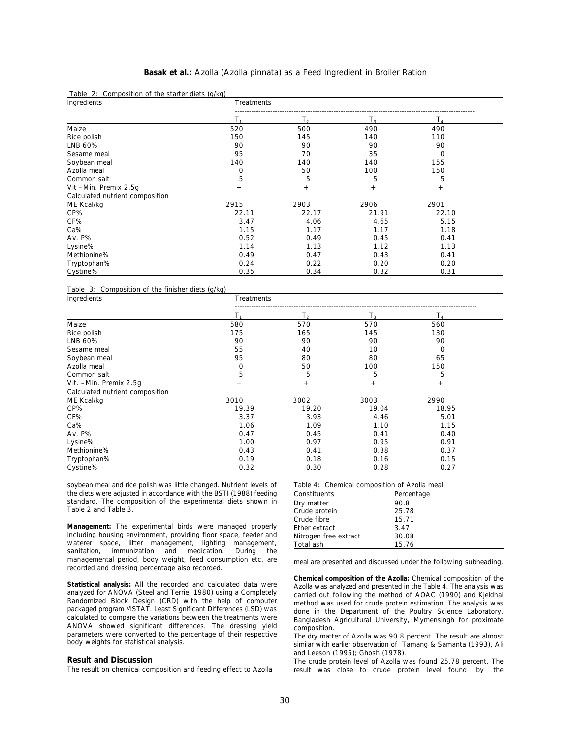Table 2: Composition of the starter diets (g/kg)

| Ingredients | Treatments | | | |
|---|---|---|---|---|
| | $T_1$ | $T_2$ | $T_3$ | $T_4$ |
| Maize | 520 | 500 | 490 | 490 |
| Rice polish | 150 | 145 | 140 | 110 |
| LNB 60% | 90 | 90 | 90 | 90 |
| Sesame meal | 95 | 70 | 35 | 0 |
| Soybean meal | 140 | 140 | 140 | 155 |
| Azolla meal | 0 | 50 | 100 | 150 |
| Common salt | 5 | 5 | 5 | 5 |
| Vit –Min. Premix 2.5g | + | + | + | + |
| Calculated nutrient composition | | | | |
| ME Kcal/kg | 2915 | 2903 | 2906 | 2901 |
| CP% | 22.11 | 22.17 | 21.91 | 22.10 |
| CF% | 3.47 | 4.06 | 4.65 | 5.15 |
| Ca% | 1.15 | 1.17 | 1.17 | 1.18 |
| Av. P% | 0.52 | 0.49 | 0.45 | 0.41 |
| Lysine% | 1.14 | 1.13 | 1.12 | 1.13 |
| Methionine% | 0.49 | 0.47 | 0.43 | 0.41 |
| Tryptophan% | 0.24 | 0.22 | 0.20 | 0.20 |
| Cystine% | 0.35 | 0.34 | 0.32 | 0.31 |

Table 3: Composition of the finisher diets (g/kg)

| Ingredients | Treatments | | | |
|---|---|---|---|---|
| | $T_1$ | $T_2$ | $T_3$ | $T_4$ |
| Maize | 580 | 570 | 570 | 560 |
| Rice polish | 175 | 165 | 145 | 130 |
| LNB 60% | 90 | 90 | 90 | 90 |
| Sesame meal | 55 | 40 | 10 | 0 |
| Soybean meal | 95 | 80 | 80 | 65 |
| Azolla meal | 0 | 50 | 100 | 150 |
| Common salt | 5 | 5 | 5 | 5 |
| Vit. –Min. Premix 2.5g | + | + | + | + |
| Calculated nutrient composition | | | | |
| ME Kcal/kg | 3010 | 3002 | 3003 | 2990 |
| CP% | 19.39 | 19.20 | 19.04 | 18.95 |
| CF% | 3.37 | 3.93 | 4.46 | 5.01 |
| Ca% | 1.06 | 1.09 | 1.10 | 1.15 |
| Av. P% | 0.47 | 0.45 | 0.41 | 0.40 |
| Lysine% | 1.00 | 0.97 | 0.95 | 0.91 |
| Methionine% | 0.43 | 0.41 | 0.38 | 0.37 |
| Tryptophan% | 0.19 | 0.18 | 0.16 | 0.15 |
| Cystine% | 0.32 | 0.30 | 0.28 | 0.27 |

soybean meal and rice polish was little changed. Nutrient levels of the diets were adjusted in accordance with the BSTI (1988) feeding standard. The composition of the experimental diets shown in Table 2 and Table 3.

**Management:** The experimental birds were managed properly including housing environment, providing floor space, feeder and waterer space, litter management, lighting management, sanitation, immunization and medication. During the managemental period, body weight, feed consumption etc. are recorded and dressing percentage also recorded.

**Statistical analysis:** All the recorded and calculated data were analyzed for ANOVA (Steel and Terrie, 1980) using a Completely Randomized Block Design (CRD) with the help of computer packaged program MSTAT. Least Significant Differences (LSD) was calculated to compare the variations between the treatments were ANOVA showed significant differences. The dressing yield parameters were converted to the percentage of their respective body weights for statistical analysis.

## Result and Discussion

The result on chemical composition and feeding effect to Azolla meal are presented and discussed under the following subheading.

Table 4: Chemical composition of Azolla meal

| Constituents | Percentage |
|---|---|
| Dry matter | 90.8 |
| Crude protein | 25.78 |
| Crude fibre | 15.71 |
| Ether extract | 3.47 |
| Nitrogen free extract | 30.08 |
| Total ash | 15.76 |

**Chemical composition of the Azolla:** Chemical composition of the Azolla was analyzed and presented in the Table 4. The analysis was carried out following the method of AOAC (1990) and Kjeldhal method was used for crude protein estimation. The analysis was done in the Department of the Poultry Science Laboratory, Bangladesh Agricultural University, Mymensingh for proximate composition.

The dry matter of Azolla was 90.8 percent. The result are almost similar with earlier observation of Tamang & Samanta (1993), Ali and Leeson (1995); Ghosh (1978).

The crude protein level of Azolla was found 25.78 percent. The result was close to crude protein level found by the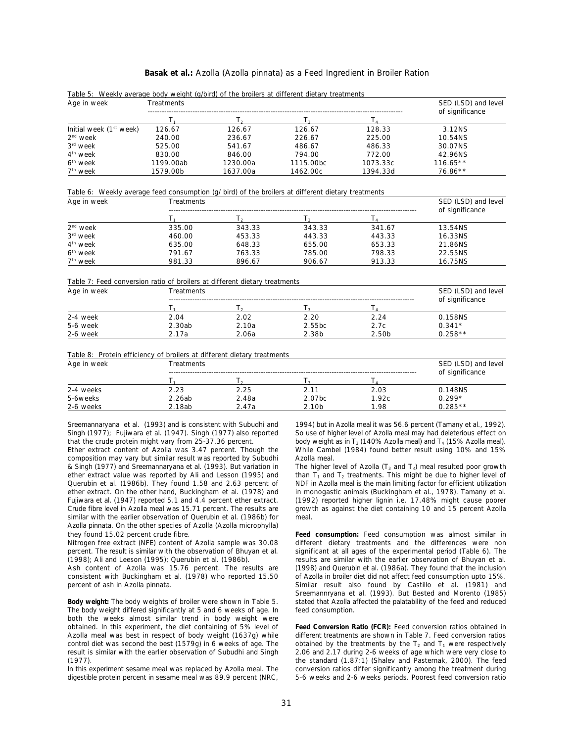Table 5: Weekly average body weight (g/bird) of the broilers at different dietary treatments

| Age in week | Treatments | | | | SED (LSD) and level of significance |
|---|---|---|---|---|---|
| | $T_1$ | $T_2$ | $T_3$ | $T_4$ | |
| Initial week (1st week) | 126.67 | 126.67 | 126.67 | 128.33 | 3.12NS |
| 2nd week | 240.00 | 236.67 | 226.67 | 225.00 | 10.54NS |
| 3rd week | 525.00 | 541.67 | 486.67 | 486.33 | 30.07NS |
| 4th week | 830.00 | 846.00 | 794.00 | 772.00 | 42.96NS |
| 6th week | 1199.00ab | 1230.00a | 1115.00bc | 1073.33c | 116.65** |
| 7th week | 1579.00b | 1637.00a | 1462.00c | 1394.33d | 76.86** |

Table 6: Weekly average feed consumption (g/ bird) of the broilers at different dietary treatments

| Age in week | Treatments | | | | SED (LSD) and level of significance |
|---|---|---|---|---|---|
| | $T_1$ | $T_2$ | $T_3$ | $T_4$ | |
| 2nd week | 335.00 | 343.33 | 343.33 | 341.67 | 13.54NS |
| 3rd week | 460.00 | 453.33 | 443.33 | 443.33 | 16.33NS |
| 4th week | 635.00 | 648.33 | 655.00 | 653.33 | 21.86NS |
| 6th week | 791.67 | 763.33 | 785.00 | 798.33 | 22.55NS |
| 7th week | 981.33 | 896.67 | 906.67 | 913.33 | 16.75NS |

Table 7: Feed conversion ratio of broilers at different dietary treatments

| Age in week | Treatments | | | | SED (LSD) and level of significance |
|---|---|---|---|---|---|
| | $T_1$ | $T_2$ | $T_3$ | $T_4$ | |
| 2-4 week | 2.04 | 2.02 | 2.20 | 2.24 | 0.158NS |
| 5-6 week | 2.30ab | 2.10a | 2.55bc | 2.7c | 0.341* |
| 2-6 week | 2.17a | 2.06a | 2.38b | 2.50b | 0.258** |

Table 8: Protein efficiency of broilers at different dietary treatments

| Age in week | Treatments | | | | SED (LSD) and level of significance |
|---|---|---|---|---|---|
| | $T_1$ | $T_2$ | $T_3$ | $T_4$ | |
| 2-4 weeks | 2.23 | 2.25 | 2.11 | 2.03 | 0.148NS |
| 5-6weeks | 2.26ab | 2.48a | 2.07bc | 1.92c | 0.299* |
| 2-6 weeks | 2.18ab | 2.47a | 2.10b | 1.98 | 0.285** |

Sreemannaryana et al. (1993) and is consistent with Subudhi and Singh (1977); Fujiwara et al. (1947). Singh (1977) also reported that the crude protein might vary from 25-37.36 percent.

Ether extract content of Azolla was 3.47 percent. Though the composition may vary but similar result was reported by Subudhi & Singh (1977) and Sreemannaryana et al. (1993). But variation in ether extract value was reported by Ali and Lesson (1995) and Querubin et al. (1986b). They found 1.58 and 2.63 percent of ether extract. On the other hand, Buckingham et al. (1978) and Fujiwara et al. (1947) reported 5.1 and 4.4 percent ether extract. Crude fibre level in Azolla meal was 15.71 percent. The results are similar with the earlier observation of Querubin et al. (1986b) for Azolla pinnata. On the other species of Azolla (Azolla microphylla) they found 15.02 percent crude fibre.

Nitrogen free extract (NFE) content of Azolla sample was 30.08 percent. The result is similar with the observation of Bhuyan et al. (1998); Ali and Leeson (1995); Querubin et al. (1986b).

Ash content of Azolla was 15.76 percent. The results are consistent with Buckingham et al. (1978) who reported 15.50 percent of ash in Azolla pinnata.

**Body weight:** The body weights of broiler were shown in Table 5. The body weight differed significantly at 5 and 6 weeks of age. In both the weeks almost similar trend in body weight were obtained. In this experiment, the diet containing of 5% level of Azolla meal was best in respect of body weight (1637g) while control diet was second the best (1579g) in 6 weeks of age. The result is similar with the earlier observation of Subudhi and Singh (1977).

In this experiment sesame meal was replaced by Azolla meal. The digestible protein percent in sesame meal was 89.9 percent (NRC, 1994) but in Azolla meal it was 56.6 percent (Tamany et al., 1992). So use of higher level of Azolla meal may had deleterious effect on body weight as in $T_3$ (140% Azolla meal) and $T_4$ (15% Azolla meal). While Cambel (1984) found better result using 10% and 15% Azolla meal.

The higher level of Azolla ($T_3$ and $T_4$) meal resulted poor growth than $T_1$ and $T_2$ treatments. This might be due to higher level of NDF in Azolla meal is the main limiting factor for efficient utilization in monogastic animals (Buckingham et al., 1978). Tamany et al. (1992) reported higher lignin i.e. 17.48% might cause poorer growth as against the diet containing 10 and 15 percent Azolla meal.

**Feed consumption:** Feed consumption was almost similar in different dietary treatments and the differences were non significant at all ages of the experimental period (Table 6). The results are similar with the earlier observation of Bhuyan et al. (1998) and Querubin et al. (1986a). They found that the inclusion of Azolla in broiler diet did not affect feed consumption upto 15%. Similar result also found by Castillo et al. (1981) and Sreemannryana et al. (1993). But Bested and Morento (1985) stated that Azolla affected the palatability of the feed and reduced feed consumption.

**Feed Conversion Ratio (FCR):** Feed conversion ratios obtained in different treatments are shown in Table 7. Feed conversion ratios obtained by the treatments by the $T_2$ and $T_1$ were respectively 2.06 and 2.17 during 2-6 weeks of age which were very close to the standard (1.87:1) (Shalev and Pasternak, 2000). The feed conversion ratios differ significantly among the treatment during 5-6 weeks and 2-6 weeks periods. Poorest feed conversion ratio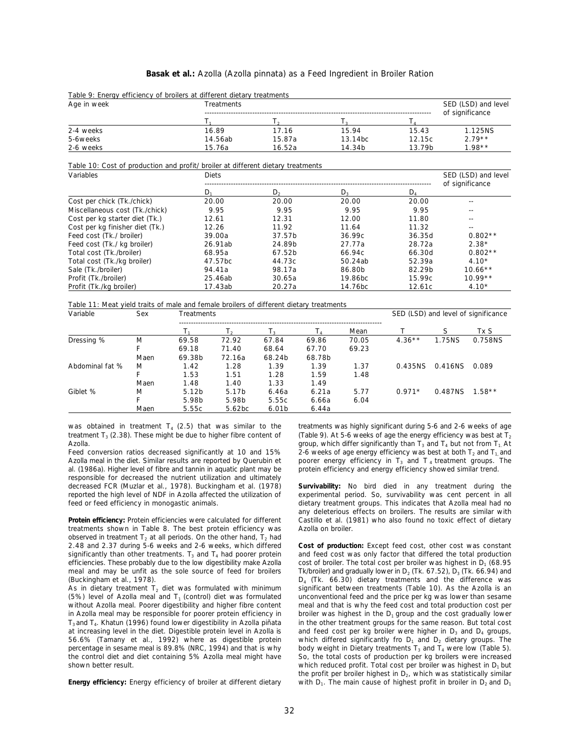Table 9: Energy efficiency of broilers at different dietary treatments

| Age in week | Treatments | | | | SED (LSD) and level of significance |
|---|---|---|---|---|---|
| | $T_1$ | $T_2$ | $T_3$ | $T_4$ | |
| 2-4 weeks | 16.89 | 17.16 | 15.94 | 15.43 | 1.125NS |
| 5-6weeks | 14.56ab | 15.87a | 13.14bc | 12.15c | 2.79** |
| 2-6 weeks | 15.76a | 16.52a | 14.34b | 13.79b | 1.98** |

Table 10: Cost of production and profit/ broiler at different dietary treatments

| Variables | Diets | | | | SED (LSD) and level of significance |
|---|---|---|---|---|---|
| | $D_1$ | $D_2$ | $D_3$ | $D_4$ | |
| Cost per chick (Tk./chick) | 20.00 | 20.00 | 20.00 | 20.00 | -- |
| Miscellaneous cost (Tk./chick) | 9.95 | 9.95 | 9.95 | 9.95 | -- |
| Cost per kg starter diet (Tk.) | 12.61 | 12.31 | 12.00 | 11.80 | -- |
| Cost per kg finisher diet (Tk.) | 12.26 | 11.92 | 11.64 | 11.32 | -- |
| Feed cost (Tk./ broiler) | 39.00a | 37.57b | 36.99c | 36.35d | 0.802** |
| Feed cost (Tk./ kg broiler) | 26.91ab | 24.89b | 27.77a | 28.72a | 2.38* |
| Total cost (Tk./broiler) | 68.95a | 67.52b | 66.94c | 66.30d | 0.802** |
| Total cost (Tk./kg broiler) | 47.57bc | 44.73c | 50.24ab | 52.39a | 4.10* |
| Sale (Tk./broiler) | 94.41a | 98.17a | 86.80b | 82.29b | 10.66** |
| Profit (Tk./broiler) | 25.46ab | 30.65a | 19.86bc | 15.99c | 10.99** |
| Profit (Tk./kg broiler) | 17.43ab | 20.27a | 14.76bc | 12.61c | 4.10* |

Table 11: Meat yield traits of male and female broilers of different dietary treatments

| Variable | Sex | Treatments | | | | | SED (LSD) and level of significance | | |
|---|---|---|---|---|---|---|---|---|---|
| | | $T_1$ | $T_2$ | $T_3$ | $T_4$ | Mean | T | S | Tx S |
| Dressing % | M | 69.58 | 72.92 | 67.84 | 69.86 | 70.05 | 4.36** | 1.75NS | 0.758NS |
| | F | 69.18 | 71.40 | 68.64 | 67.70 | 69.23 | | | |
| | Maen | 69.38b | 72.16a | 68.24b | 68.78b | | | | |
| Abdominal fat % | M | 1.42 | 1.28 | 1.39 | 1.39 | 1.37 | 0.435NS | 0.416NS | 0.089 |
| | F | 1.53 | 1.51 | 1.28 | 1.59 | 1.48 | | | |
| | Maen | 1.48 | 1.40 | 1.33 | 1.49 | | | | |
| Giblet % | M | 5.12b | 5.17b | 6.46a | 6.21a | 5.77 | 0.971* | 0.487NS | 1.58** |
| | F | 5.98b | 5.98b | 5.55c | 6.66a | 6.04 | | | |
| | Maen | 5.55c | 5.62bc | 6.01b | 6.44a | | | | |

was obtained in treatment $T_4$ (2.5) that was similar to the treatment $T_3$ (2.38). These might be due to higher fibre content of Azolla.

Feed conversion ratios decreased significantly at 10 and 15% Azolla meal in the diet. Similar results are reported by Querubin et al. (1986a). Higher level of fibre and tannin in aquatic plant may be responsible for decreased the nutrient utilization and ultimately decreased FCR (Muzlar et al., 1978). Buckingham et al. (1978) reported the high level of NDF in Azolla affected the utilization of feed or feed efficiency in monogastic animals.

**Protein efficiency:** Protein efficiencies were calculated for different treatments shown in Table 8. The best protein efficiency was observed in treatment $T_2$ at all periods. On the other hand, $T_2$ had 2.48 and 2.37 during 5-6 weeks and 2-6 weeks, which differed significantly than other treatments. $T_3$ and $T_4$ had poorer protein efficiencies. These probably due to the low digestibility make Azolla meal and may be unfit as the sole source of feed for broilers (Buckingham et al., 1978).

As in dietary treatment $T_2$ diet was formulated with minimum (5%) level of Azolla meal and $T_1$ (control) diet was formulated without Azolla meal. Poorer digestibility and higher fibre content in Azolla meal may be responsible for poorer protein efficiency in $T_3$ and $T_4$. Khatun (1996) found lower digestibility in Azolla piñata at increasing level in the diet. Digestible protein level in Azolla is 56.6% (Tamany et al., 1992) where as digestible protein percentage in sesame meal is 89.8% (NRC, 1994) and that is why the control diet and diet containing 5% Azolla meal might have shown better result.

**Energy efficiency:** Energy efficiency of broiler at different dietary treatments was highly significant during 5-6 and 2-6 weeks of age (Table 9). At 5-6 weeks of age the energy efficiency was best at $T_2$ group, which differ significantly than $T_3$ and $T_4$ but not from $T_1$. At 2-6 weeks of age energy efficiency was best at both $T_2$ and $T_1$ and poorer energy efficiency in $T_3$ and $T_4$ treatment groups. The protein efficiency and energy efficiency showed similar trend.

**Survivability:** No bird died in any treatment during the experimental period. So, survivability was cent percent in all dietary treatment groups. This indicates that Azolla meal had no any deleterious effects on broilers. The results are similar with Castillo et al. (1981) who also found no toxic effect of dietary Azolla on broiler.

**Cost of production:** Except feed cost, other cost was constant and feed cost was only factor that differed the total production cost of broiler. The total cost per broiler was highest in $D_1$ (68.95 Tk/broiler) and gradually lower in $D_2$ (Tk. 67.52), $D_3$ (Tk. 66.94) and $D_4$ (Tk. 66.30) dietary treatments and the difference was significant between treatments (Table 10). As the Azolla is an unconventional feed and the price per kg was lower than sesame meal and that is why the feed cost and total production cost per broiler was highest in the $D_1$ group and the cost gradually lower in the other treatment groups for the same reason. But total cost and feed cost per kg broiler were higher in $D_3$ and $D_4$ groups, which differed significantly fro $D_1$ and $D_2$ dietary groups. The body weight in Dietary treatments $T_3$ and $T_4$ were low (Table 5). So, the total costs of production per kg broilers were increased which reduced profit. Total cost per broiler was highest in $D_1$ but the profit per broiler highest in $D_2$, which was statistically similar with $D_1$. The main cause of highest profit in broiler in $D_2$ and $D_1$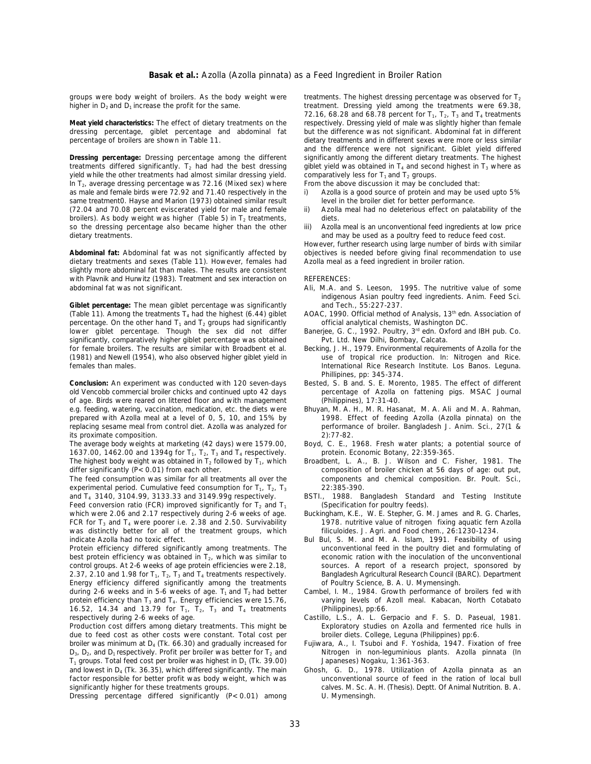groups were body weight of broilers. As the body weight were higher in $D_2$ and $D_1$ increase the profit for the same.

**Meat yield characteristics:** The effect of dietary treatments on the dressing percentage, giblet percentage and abdominal fat percentage of broilers are shown in Table 11.

**Dressing percentage:** Dressing percentage among the different treatments differed significantly. $T_2$ had had the best dressing yield while the other treatments had almost similar dressing yield. In $T_2$, average dressing percentage was 72.16 (Mixed sex) where as male and female birds were 72.92 and 71.40 respectively in the same treatment0. Hayse and Marion (1973) obtained similar result (72.04 and 70.08 percent eviscerated yield for male and female broilers). As body weight was higher (Table 5) in $T_2$ treatments, so the dressing percentage also became higher than the other dietary treatments.

**Abdominal fat:** Abdominal fat was not significantly affected by dietary treatments and sexes (Table 11). However, females had slightly more abdominal fat than males. The results are consistent with Plavnik and Hurwitz (1983). Treatment and sex interaction on abdominal fat was not significant.

**Giblet percentage:** The mean giblet percentage was significantly (Table 11). Among the treatments $T_4$ had the highest (6.44) giblet percentage. On the other hand $T_1$ and $T_2$ groups had significantly lower giblet percentage. Though the sex did not differ significantly, comparatively higher giblet percentage was obtained for female broilers. The results are similar with Broadbent et al. (1981) and Newell (1954), who also observed higher giblet yield in females than males.

**Conclusion:** An experiment was conducted with 120 seven-days old Vencobb commercial broiler chicks and continued upto 42 days of age. Birds were reared on littered floor and with management e.g. feeding, watering, vaccination, medication, etc. the diets were prepared with Azolla meal at a level of 0, 5, 10, and 15% by replacing sesame meal from control diet. Azolla was analyzed for its proximate composition.

The average body weights at marketing (42 days) were 1579.00, 1637.00, 1462.00 and 1394g for $T_1$, $T_2$, $T_3$ and $T_4$ respectively. The highest body weight was obtained in $T_2$ followed by $T_1$, which differ significantly ($P<0.01$) from each other.

The feed consumption was similar for all treatments all over the experimental period. Cumulative feed consumption for $T_1$, $T_2$, $T_3$ and $T_4$ 3140, 3104.99, 3133.33 and 3149.99g respectively.

Feed conversion ratio (FCR) improved significantly for $T_2$ and $T_1$ which were 2.06 and 2.17 respectively during 2-6 weeks of age. FCR for $T_3$ and $T_4$ were poorer i.e. 2.38 and 2.50. Survivability was distinctly better for all of the treatment groups, which indicate Azolla had no toxic effect.

Protein efficiency differed significantly among treatments. The best protein efficiency was obtained in $T_2$, which was similar to control groups. At 2-6 weeks of age protein efficiencies were 2.18, 2.37, 2.10 and 1.98 for $T_1$, $T_2$, $T_3$ and $T_4$ treatments respectively. Energy efficiency differed significantly among the treatments during 2-6 weeks and in 5-6 weeks of age. $T_1$ and $T_2$ had better protein efficiency than $T_3$ and $T_4$. Energy efficiencies were 15.76, 16.52, 14.34 and 13.79 for $T_1$, $T_2$, $T_3$ and $T_4$ treatments respectively during 2-6 weeks of age.

Production cost differs among dietary treatments. This might be due to feed cost as other costs were constant. Total cost per broiler was minimum at $D_4$ (Tk. 66.30) and gradually increased for $D_3$, $D_2$, and $D_1$ respectively. Profit per broiler was better for $T_2$ and $T_1$ groups. Total feed cost per broiler was highest in $D_1$ (Tk. 39.00) and lowest in $D_4$ (Tk. 36.35), which differed significantly. The main factor responsible for better profit was body weight, which was significantly higher for these treatments groups.

Dressing percentage differed significantly ($P<0.01$) among treatments. The highest dressing percentage was observed for $T_2$ treatment. Dressing yield among the treatments were 69.38, 72.16, 68.28 and 68.78 percent for $T_1$, $T_2$, $T_3$ and $T_4$ treatments respectively. Dressing yield of male was slightly higher than female but the difference was not significant. Abdominal fat in different dietary treatments and in different sexes were more or less similar and the difference were not significant. Giblet yield differed significantly among the different dietary treatments. The highest giblet yield was obtained in $T_4$ and second highest in $T_3$ where as comparatively less for $T_1$ and $T_2$ groups.

From the above discussion it may be concluded that:

i) Azolla is a good source of protein and may be used upto 5% level in the broiler diet for better performance.
ii) Azolla meal had no deleterious effect on palatability of the diets.
iii) Azolla meal is an unconventional feed ingredients at low price and may be used as a poultry feed to reduce feed cost.

However, further research using large number of birds with similar objectives is needed before giving final recommendation to use Azolla meal as a feed ingredient in broiler ration.

## REFERENCES:

Ali, M.A. and S. Leeson, 1995. The nutritive value of some indigenous Asian poultry feed ingredients. Anim. Feed Sci. and Tech., 55:227-237.

AOAC, 1990. Official method of Analysis, 13th edn. Association of official analytical chemists, Washington DC.

Banerjee, G. C., 1992. Poultry, 3rd edn. Oxford and IBH pub. Co. Pvt. Ltd. New Dilhi, Bombay, Calcata.

Becking, J. H., 1979. Environmental requirements of Azolla for the use of tropical rice production. In: Nitrogen and Rice. International Rice Research Institute. Los Banos. Leguna. Phillipines, pp: 345-374.

Bested, S. B and. S. E. Morento, 1985. The effect of different percentage of Azolla on fattening pigs. MSAC Journal (Philippines), 17:31-40.

Bhuyan, M. A. H., M. R. Hasanat, M. A. Ali and M. A. Rahman, 1998. Effect of feeding Azolla (Azolla pinnata) on the performance of broiler. Bangladesh J. Anim. Sci., 27(1 & 2):77-82.

Boyd, C. E., 1968. Fresh water plants; a potential source of protein. Economic Botany, 22:359-365.

Broadbent, L. A., B. J. Wilson and C. Fisher, 1981. The composition of broiler chicken at 56 days of age: out put, components and chemical composition. Br. Poult. Sci., 22:385-390.

BSTI., 1988. Bangladesh Standard and Testing Institute (Specification for poultry feeds).

Buckingham, K.E., W. E. Stepher, G. M. James and R. G. Charles, 1978. nutritive value of nitrogen fixing aquatic fern Azolla filiculoides. J. Agri. and Food chem., 26:1230-1234.

Bul Bul, S. M. and M. A. Islam, 1991. Feasibility of using unconventional feed in the poultry diet and formulating of economic ration with the inoculation of the unconventional sources. A report of a research project, sponsored by Bangladesh Agricultural Research Council (BARC). Department of Poultry Science, B. A. U. Mymensingh.

Cambel, I. M., 1984. Growth performance of broilers fed with varying levels of Azoll meal. Kabacan, North Cotabato (Philippines), pp:66.

Castillo, L.S., A. L. Gerpacio and F. S. D. Paseual, 1981. Exploratory studies on Azolla and fermented rice hulls in broiler diets. College, Leguna (Philippines) pp:6.

Fujiwara, A., I. Tsuboi and F. Yoshida, 1947. Fixation of free Nitrogen in non-leguminious plants. Azolla pinnata (In Japaneses) Nogaku, 1:361-363.

Ghosh, G. D., 1978. Utilization of Azolla pinnata as an unconventional source of feed in the ration of local bull calves. M. Sc. A. H. (Thesis). Deptt. Of Animal Nutrition. B. A. U. Mymensingh.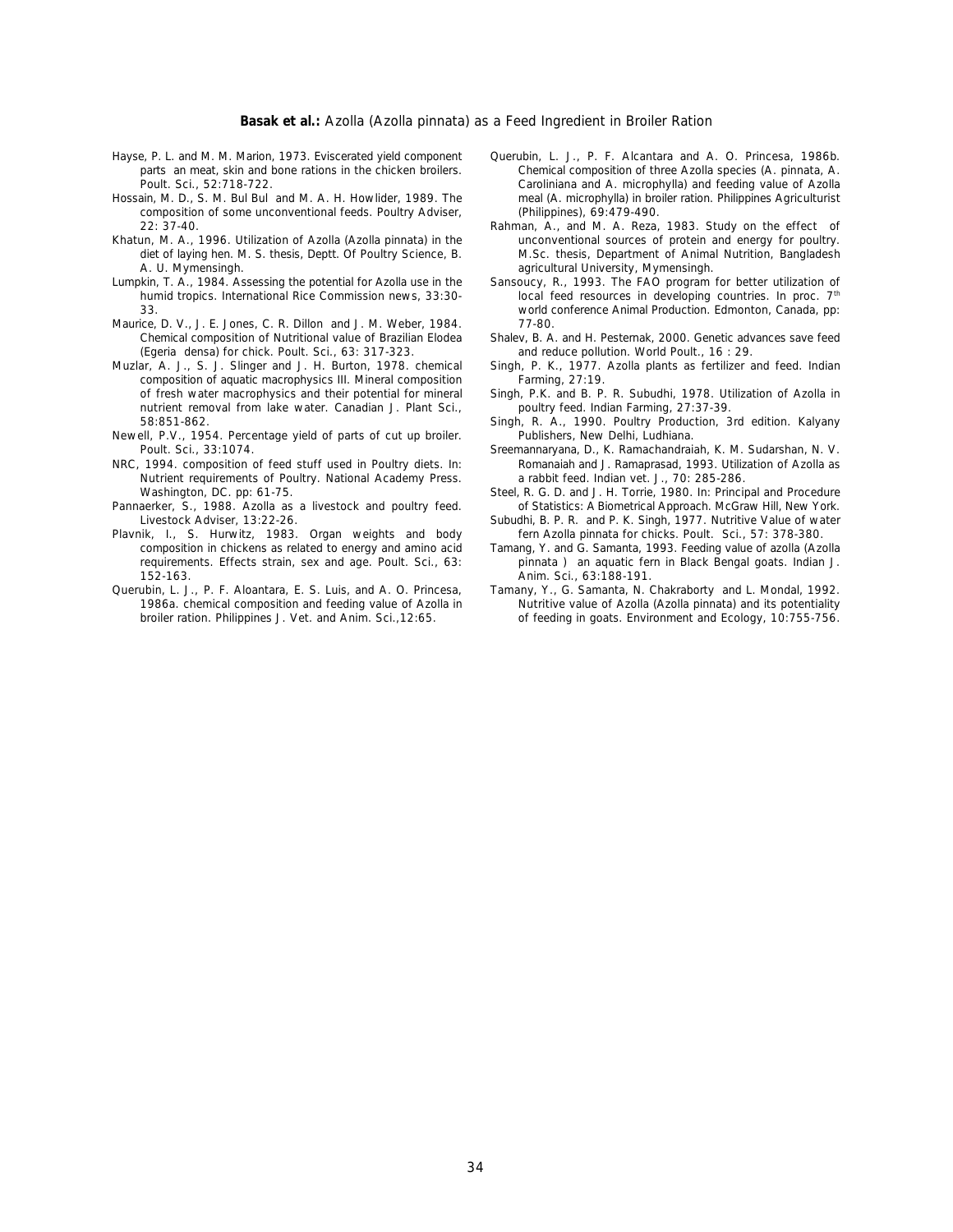Hayse, P. L. and M. M. Marion, 1973. Eviscerated yield component parts an meat, skin and bone rations in the chicken broilers. Poult. Sci., 52:718-722.

Hossain, M. D., S. M. Bul Bul and M. A. H. Howlider, 1989. The composition of some unconventional feeds. Poultry Adviser, 22: 37-40.

Khatun, M. A., 1996. Utilization of Azolla (Azolla pinnata) in the diet of laying hen. M. S. thesis, Deptt. Of Poultry Science, B. A. U. Mymensingh.

Lumpkin, T. A., 1984. Assessing the potential for Azolla use in the humid tropics. International Rice Commission news, 33:30-33.

Maurice, D. V., J. E. Jones, C. R. Dillon and J. M. Weber, 1984. Chemical composition of Nutritional value of Brazilian Elodea (Egeria densa) for chick. Poult. Sci., 63: 317-323.

Muzlar, A. J., S. J. Slinger and J. H. Burton, 1978. chemical composition of aquatic macrophysics III. Mineral composition of fresh water macrophysics and their potential for mineral nutrient removal from lake water. Canadian J. Plant Sci., 58:851-862.

Newell, P.V., 1954. Percentage yield of parts of cut up broiler. Poult. Sci., 33:1074.

NRC, 1994. composition of feed stuff used in Poultry diets. In: Nutrient requirements of Poultry. National Academy Press. Washington, DC. pp: 61-75.

Pannaerker, S., 1988. Azolla as a livestock and poultry feed. Livestock Adviser, 13:22-26.

Plavnik, I., S. Hurwitz, 1983. Organ weights and body composition in chickens as related to energy and amino acid requirements. Effects strain, sex and age. Poult. Sci., 63: 152-163.

Querubin, L. J., P. F. Aloantara, E. S. Luis, and A. O. Princesa, 1986a. chemical composition and feeding value of Azolla in broiler ration. Philippines J. Vet. and Anim. Sci.,12:65.

Querubin, L. J., P. F. Alcantara and A. O. Princesa, 1986b. Chemical composition of three Azolla species (A. pinnata, A. Caroliniana and A. microphylla) and feeding value of Azolla meal (A. microphylla) in broiler ration. Philippines Agriculturist (Philippines), 69:479-490.

Rahman, A., and M. A. Reza, 1983. Study on the effect of unconventional sources of protein and energy for poultry. M.Sc. thesis, Department of Animal Nutrition, Bangladesh agricultural University, Mymensingh.

Sansoucy, R., 1993. The FAO program for better utilization of local feed resources in developing countries. In proc. 7th world conference Animal Production. Edmonton, Canada, pp: 77-80.

Shalev, B. A. and H. Pesternak, 2000. Genetic advances save feed and reduce pollution. World Poult., 16 : 29.

Singh, P. K., 1977. Azolla plants as fertilizer and feed. Indian Farming, 27:19.

Singh, P.K. and B. P. R. Subudhi, 1978. Utilization of Azolla in poultry feed. Indian Farming, 27:37-39.

Singh, R. A., 1990. Poultry Production, 3rd edition. Kalyany Publishers, New Delhi, Ludhiana.

Sreemannaryana, D., K. Ramachandraiah, K. M. Sudarshan, N. V. Romanaiah and J. Ramaprasad, 1993. Utilization of Azolla as a rabbit feed. Indian vet. J., 70: 285-286.

Steel, R. G. D. and J. H. Torrie, 1980. In: Principal and Procedure of Statistics: A Biometrical Approach. McGraw Hill, New York.

Subudhi, B. P. R. and P. K. Singh, 1977. Nutritive Value of water fern Azolla pinnata for chicks. Poult. Sci., 57: 378-380.

Tamang, Y. and G. Samanta, 1993. Feeding value of azolla (Azolla pinnata ) an aquatic fern in Black Bengal goats. Indian J. Anim. Sci., 63:188-191.

Tamany, Y., G. Samanta, N. Chakraborty and L. Mondal, 1992. Nutritive value of Azolla (Azolla pinnata) and its potentiality of feeding in goats. Environment and Ecology, 10:755-756.